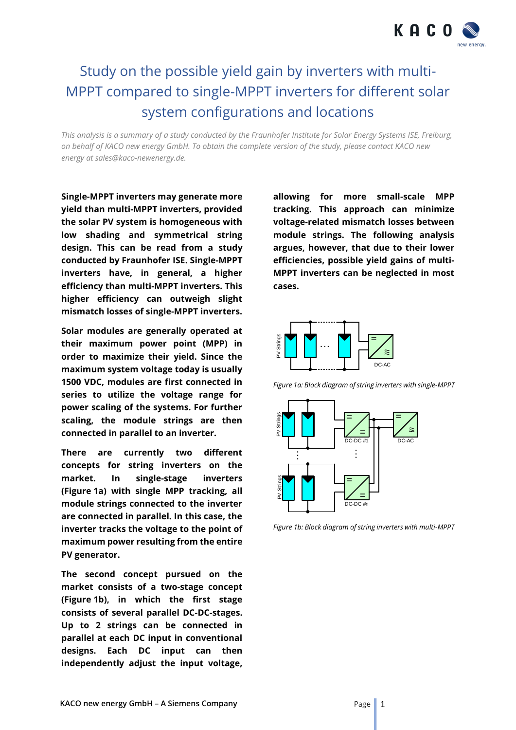# Study on the possible yield gain by inverters with multi-MPPT compared to single-MPPT inverters for different solar system configurations and locations

*This analysis is a summary of a study conducted by the Fraunhofer Institute for Solar Energy Systems ISE, Freiburg, on behalf of KACO new energy GmbH. To obtain the complete version of the study, please contact KACO new energy at sales@kaco-newenergy.de.*

**Single-MPPT inverters may generate more yield than multi-MPPT inverters, provided the solar PV system is homogeneous with low shading and symmetrical string design. This can be read from a study conducted by Fraunhofer ISE. Single-MPPT inverters have, in general, a higher efficiency than multi-MPPT inverters. This higher efficiency can outweigh slight mismatch losses of single-MPPT inverters.**

**Solar modules are generally operated at their maximum power point (MPP) in order to maximize their yield. Since the maximum system voltage today is usually 1500 VDC, modules are first connected in series to utilize the voltage range for power scaling of the systems. For further scaling, the module strings are then connected in parallel to an inverter.**

**There are currently two different concepts for string inverters on the market. In single-stage inverters (Figure 1a) with single MPP tracking, all module strings connected to the inverter are connected in parallel. In this case, the inverter tracks the voltage to the point of maximum power resulting from the entire PV generator.**

**The second concept pursued on the market consists of a two-stage concept (Figure 1b), in which the first stage consists of several parallel DC-DC-stages. Up to 2 strings can be connected in parallel at each DC input in conventional designs. Each DC input can then independently adjust the input voltage, allowing for more small-scale MPP tracking. This approach can minimize voltage-related mismatch losses between module strings. The following analysis argues, however, that due to their lower efficiencies, possible yield gains of multi-MPPT inverters can be neglected in most cases.**

*Figure 1a: Block diagram of string inverters with single-MPPT*

*Figure 1b: Block diagram of string inverters with multi-MPPT*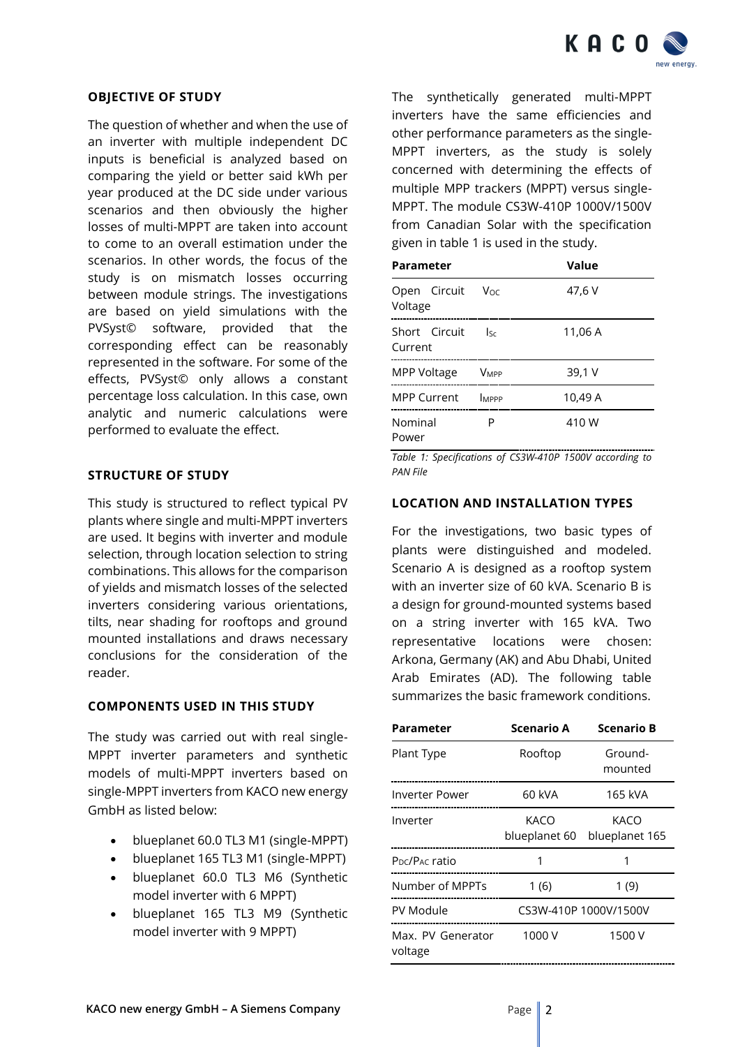## OBJECTIVE OF STUDY

The question of whether and when the use of an inverter with multiple independent DC inputs is beneficial is analyzed based on comparing the yield or better said kWh per year produced at the DC side under various scenarios and then obviously the higher losses of multi-MPPT are taken into account to come to an overall estimation under the scenarios. In other words, the focus of the study is on mismatch losses occurring between module strings. The investigations are based on yield simulations with the PVSyst© software, provided that the corresponding effect can be reasonably represented in the software. For some of the effects, PVSyst© only allows a constant percentage loss calculation. In this case, own analytic and numeric calculations were performed to evaluate the effect.

## STRUCTURE OF STUDY

This study is structured to reflect typical PV plants where single and multi-MPPT inverters are used. It begins with inverter and module selection, through location selection to string combinations. This allows for the comparison of yields and mismatch losses of the selected inverters considering various orientations, tilts, near shading for rooftops and ground mounted installations and draws necessary conclusions for the consideration of the reader.

## COMPONENTS USED IN THIS STUDY

The study was carried out with real single-MPPT inverter parameters and synthetic models of multi-MPPT inverters based on single-MPPT inverters from KACO new energy GmbH as listed below:

- blueplanet 60.0 TL3 M1 (single-MPPT)
- blueplanet 165 TL3 M1 (single-MPPT)
- blueplanet 60.0 TL3 M6 (Synthetic model inverter with 6 MPPT)
- blueplanet 165 TL3 M9 (Synthetic model inverter with 9 MPPT)

The synthetically generated multi-MPPT inverters have the same efficiencies and other performance parameters as the single-MPPT inverters, as the study is solely concerned with determining the effects of multiple MPP trackers (MPPT) versus single-MPPT. The module CS3W-410P 1000V/1500V from Canadian Solar with the specification given in table 1 is used in the study.

| Parameter | | Value |
|---|---|---|
| Open Circuit Voltage | $V_{OC}$ | 47,6 V |
| Short Circuit Current | $I_{SC}$ | 11,06 A |
| MPP Voltage | $V_{MPP}$ | 39,1 V |
| MPP Current | $I_{MPPP}$ | 10,49 A |
| Nominal Power | P | 410 W |

*Table 1: Specifications of CS3W-410P 1500V according to PAN File*

## LOCATION AND INSTALLATION TYPES

For the investigations, two basic types of plants were distinguished and modeled. Scenario A is designed as a rooftop system with an inverter size of 60 kVA. Scenario B is a design for ground-mounted systems based on a string inverter with 165 kVA. Two representative locations were chosen: Arkona, Germany (AK) and Abu Dhabi, United Arab Emirates (AD). The following table summarizes the basic framework conditions.

| Parameter | Scenario A | Scenario B |
|---|---|---|
| Plant Type | Rooftop | Ground-mounted |
| Inverter Power | 60 kVA | 165 kVA |
| Inverter | KACO blueplanet 60 | KACO blueplanet 165 |
| $P_{DC}/P_{AC}$ ratio | 1 | 1 |
| Number of MPPTs | 1 (6) | 1 (9) |
| PV Module | CS3W-410P 1000V/1500V | |
| Max. PV Generator voltage | 1000 V | 1500 V |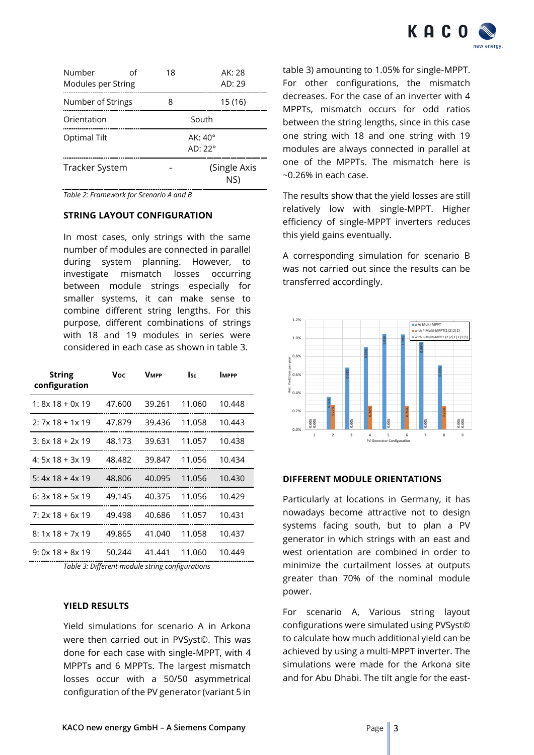| Number of Modules per String | 18 | AK: 28 AD: 29 |
|---|---|---|
| Number of Strings | 8 | 15 (16) |
| Orientation | South | |
| Optimal Tilt | AK: 40° AD: 22° | |
| Tracker System | - | (Single Axis NS) |

*Table 2: Framework for Scenario A and B*

### STRING LAYOUT CONFIGURATION

In most cases, only strings with the same number of modules are connected in parallel during system planning. However, to investigate mismatch losses occurring between module strings especially for smaller systems, it can make sense to combine different string lengths. For this purpose, different combinations of strings with 18 and 19 modules in series were considered in each case as shown in table 3.

| String configuration | $V_{OC}$ | $V_{MPP}$ | $I_{SC}$ | $I_{MPP}$ |
|---|---|---|---|---|
| 1: 8x 18 + 0x 19 | 47.600 | 39.261 | 11.060 | 10.448 |
| 2: 7x 18 + 1x 19 | 47.879 | 39.436 | 11.058 | 10.443 |
| 3: 6x 18 + 2x 19 | 48.173 | 39.631 | 11.057 | 10.438 |
| 4: 5x 18 + 3x 19 | 48.482 | 39.847 | 11.056 | 10.434 |
| 5: 4x 18 + 4x 19 | 48.806 | 40.095 | 11.056 | 10.430 |
| 6: 3x 18 + 5x 19 | 49.145 | 40.375 | 11.056 | 10.429 |
| 7: 2x 18 + 6x 19 | 49.498 | 40.686 | 11.057 | 10.431 |
| 8: 1x 18 + 7x 19 | 49.865 | 41.040 | 11.058 | 10.437 |
| 9: 0x 18 + 8x 19 | 50.244 | 41.441 | 11.060 | 10.449 |

*Table 3: Different module string configurations*

### YIELD RESULTS

Yield simulations for scenario A in Arkona were then carried out in PVSyst©. This was done for each case with single-MPPT, with 4 MPPTs and 6 MPPTs. The largest mismatch losses occur with a 50/50 asymmetrical configuration of the PV generator (variant 5 in table 3) amounting to 1.05% for single-MPPT. For other configurations, the mismatch decreases. For the case of an inverter with 4 MPPTs, mismatch occurs for odd ratios between the string lengths, since in this case one string with 18 and one string with 19 modules are always connected in parallel at one of the MPPTs. The mismatch here is ~0.26% in each case.

The results show that the yield losses are still relatively low with single-MPPT. Higher efficiency of single-MPPT inverters reduces this yield gains eventually.

A corresponding simulation for scenario B was not carried out since the results can be transferred accordingly.

### DIFFERENT MODULE ORIENTATIONS

Particularly at locations in Germany, it has nowadays become attractive not to design systems facing south, but to plan a PV generator in which strings with an east and west orientation are combined in order to minimize the curtailment losses at outputs greater than 70% of the nominal module power.

For scenario A, Various string layout configurations were simulated using PVSyst© to calculate how much additional yield can be achieved by using a multi-MPPT inverter. The simulations were made for the Arkona site and for Abu Dhabi. The tilt angle for the east-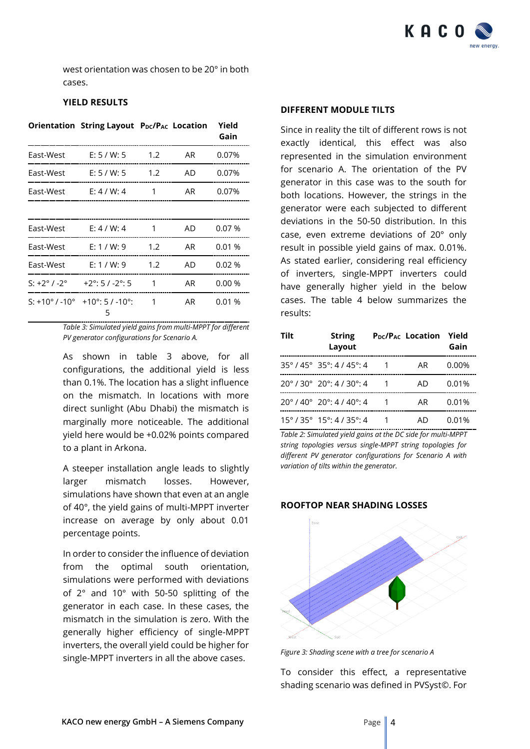west orientation was chosen to be 20° in both cases.

**YIELD RESULTS**

| Orientation | String Layout | $P_{DC}/P_{AC}$ | Location | Yield Gain |
|---|---|---|---|---|
| East-West | E: 5 / W: 5 | 1.2 | AR | 0.07% |
| East-West | E: 5 / W: 5 | 1.2 | AD | 0.07% |
| East-West | E: 4 / W: 4 | 1 | AR | 0.07% |
| East-West | E: 4 / W: 4 | 1 | AD | 0.07 % |
| East-West | E: 1 / W: 9 | 1.2 | AR | 0.01 % |
| East-West | E: 1 / W: 9 | 1.2 | AD | 0.02 % |
| S: +2° / -2° | +2°: 5 / -2°: 5 | 1 | AR | 0.00 % |
| S: +10° / -10° | +10°: 5 / -10°: 5 | 1 | AR | 0.01 % |

*Table 3: Simulated yield gains from multi-MPPT for different PV generator configurations for Scenario A.*

As shown in table 3 above, for all configurations, the additional yield is less than 0.1%. The location has a slight influence on the mismatch. In locations with more direct sunlight (Abu Dhabi) the mismatch is marginally more noticeable. The additional yield here would be +0.02% points compared to a plant in Arkona.

A steeper installation angle leads to slightly larger mismatch losses. However, simulations have shown that even at an angle of 40°, the yield gains of multi-MPPT inverter increase on average by only about 0.01 percentage points.

In order to consider the influence of deviation from the optimal south orientation, simulations were performed with deviations of 2° and 10° with 50-50 splitting of the generator in each case. In these cases, the mismatch in the simulation is zero. With the generally higher efficiency of single-MPPT inverters, the overall yield could be higher for single-MPPT inverters in all the above cases.

**DIFFERENT MODULE TILTS**

Since in reality the tilt of different rows is not exactly identical, this effect was also represented in the simulation environment for scenario A. The orientation of the PV generator in this case was to the south for both locations. However, the strings in the generator were each subjected to different deviations in the 50-50 distribution. In this case, even extreme deviations of 20° only result in possible yield gains of max. 0.01%. As stated earlier, considering real efficiency of inverters, single-MPPT inverters could have generally higher yield in the below cases. The table 4 below summarizes the results:

| Tilt | String Layout | $P_{DC}/P_{AC}$ | Location | Yield Gain |
|---|---|---|---|---|
| 35° / 45° | 35°: 4 / 45°: 4 | 1 | AR | 0.00% |
| 20° / 30° | 20°: 4 / 30°: 4 | 1 | AD | 0.01% |
| 20° / 40° | 20°: 4 / 40°: 4 | 1 | AR | 0.01% |
| 15° / 35° | 15°: 4 / 35°: 4 | 1 | AD | 0.01% |

*Table 2: Simulated yield gains at the DC side for multi-MPPT string topologies versus single-MPPT string topologies for different PV generator configurations for Scenario A with variation of tilts within the generator.*

**ROOFTOP NEAR SHADING LOSSES**

*Figure 3: Shading scene with a tree for scenario A*

To consider this effect, a representative shading scenario was defined in PVSyst©. For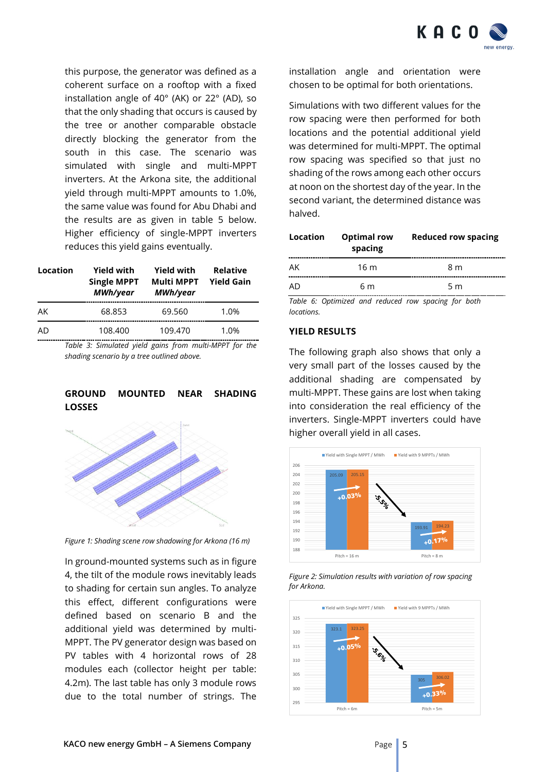this purpose, the generator was defined as a coherent surface on a rooftop with a fixed installation angle of 40° (AK) or 22° (AD), so that the only shading that occurs is caused by the tree or another comparable obstacle directly blocking the generator from the south in this case. The scenario was simulated with single and multi-MPPT inverters. At the Arkona site, the additional yield through multi-MPPT amounts to 1.0%, the same value was found for Abu Dhabi and the results are as given in table 5 below. Higher efficiency of single-MPPT inverters reduces this yield gains eventually.

| Location | Yield with Single MPPT *MWh/year* | Yield with Multi MPPT *MWh/year* | Relative Yield Gain |
|---|---|---|---|
| AK | 68.853 | 69.560 | 1.0% |
| AD | 108.400 | 109.470 | 1.0% |

*Table 3: Simulated yield gains from multi-MPPT for the shading scenario by a tree outlined above.*

## GROUND MOUNTED NEAR SHADING LOSSES

*Figure 1: Shading scene row shadowing for Arkona (16 m)*

In ground-mounted systems such as in figure 4, the tilt of the module rows inevitably leads to shading for certain sun angles. To analyze this effect, different configurations were defined based on scenario B and the additional yield was determined by multi-MPPT. The PV generator design was based on PV tables with 4 horizontal rows of 28 modules each (collector height per table: 4.2m). The last table has only 3 module rows due to the total number of strings. The installation angle and orientation were chosen to be optimal for both orientations.

Simulations with two different values for the row spacing were then performed for both locations and the potential additional yield was determined for multi-MPPT. The optimal row spacing was specified so that just no shading of the rows among each other occurs at noon on the shortest day of the year. In the second variant, the determined distance was halved.

| Location | Optimal row spacing | Reduced row spacing |
|---|---|---|
| AK | 16 m | 8 m |
| AD | 6 m | 5 m |

*Table 6: Optimized and reduced row spacing for both locations.*

## YIELD RESULTS

The following graph also shows that only a very small part of the losses caused by the additional shading are compensated by multi-MPPT. These gains are lost when taking into consideration the real efficiency of the inverters. Single-MPPT inverters could have higher overall yield in all cases.

*Figure 2: Simulation results with variation of row spacing for Arkona.*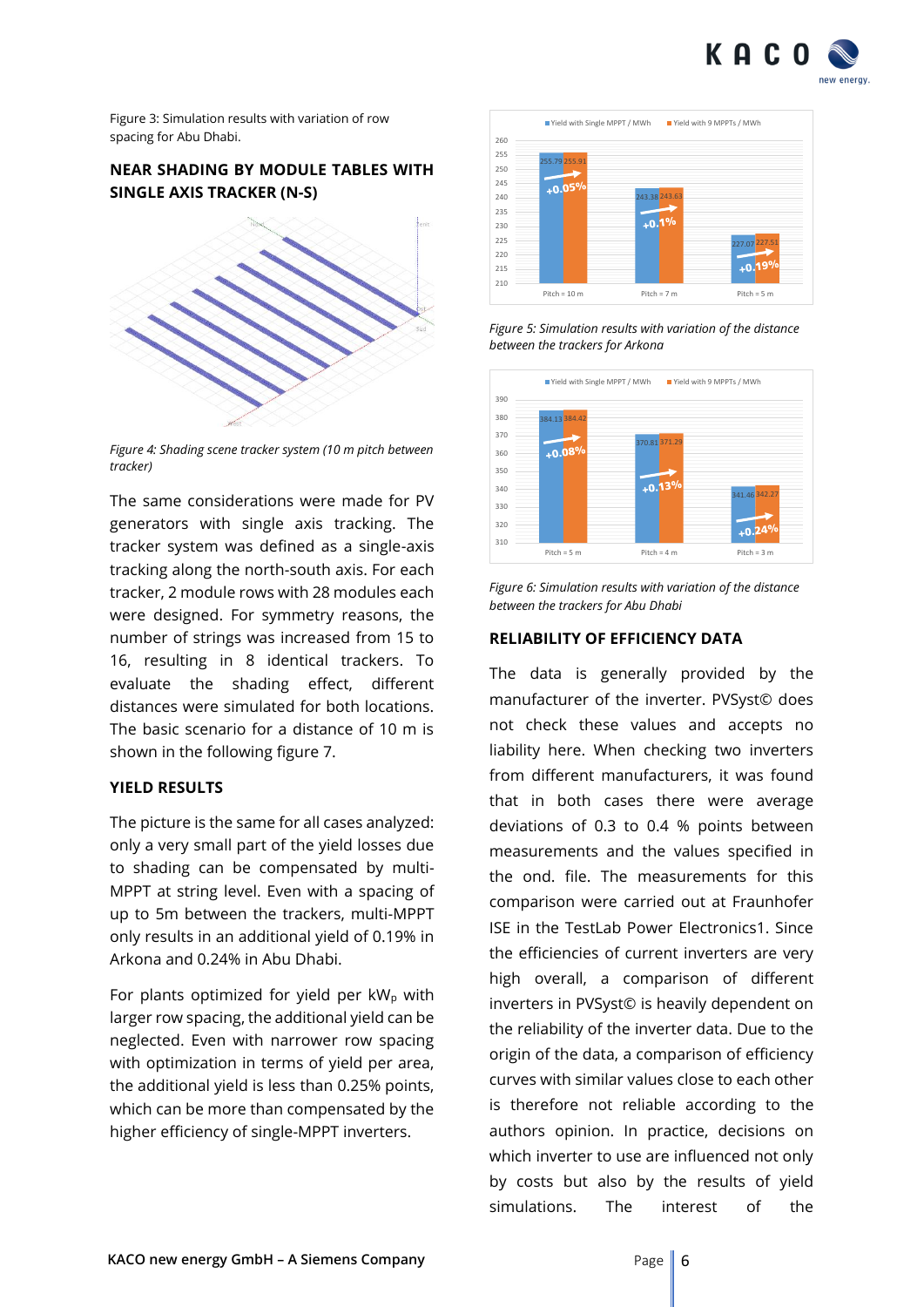Figure 3: Simulation results with variation of row spacing for Abu Dhabi.

## NEAR SHADING BY MODULE TABLES WITH SINGLE AXIS TRACKER (N-S)

*Figure 4: Shading scene tracker system (10 m pitch between tracker)*

The same considerations were made for PV generators with single axis tracking. The tracker system was defined as a single-axis tracking along the north-south axis. For each tracker, 2 module rows with 28 modules each were designed. For symmetry reasons, the number of strings was increased from 15 to 16, resulting in 8 identical trackers. To evaluate the shading effect, different distances were simulated for both locations. The basic scenario for a distance of 10 m is shown in the following figure 7.

## YIELD RESULTS

The picture is the same for all cases analyzed: only a very small part of the yield losses due to shading can be compensated by multi-MPPT at string level. Even with a spacing of up to 5m between the trackers, multi-MPPT only results in an additional yield of 0.19% in Arkona and 0.24% in Abu Dhabi.

For plants optimized for yield per $kW_p$ with larger row spacing, the additional yield can be neglected. Even with narrower row spacing with optimization in terms of yield per area, the additional yield is less than 0.25% points, which can be more than compensated by the higher efficiency of single-MPPT inverters.

| | Yield with Single MPPT / MWh | Yield with 9 MPPTs / MWh | Difference |
|---|---|---|---|
| Pitch = 10 m | 255.79 | 255.91 | +0.05% |
| Pitch = 7 m | 243.38 | 243.63 | +0.1% |
| Pitch = 5 m | 227.07 | 227.51 | +0.19% |

*Figure 5: Simulation results with variation of the distance between the trackers for Arkona*

| | Yield with Single MPPT / MWh | Yield with 9 MPPTs / MWh | Difference |
|---|---|---|---|
| Pitch = 5 m | 384.13 | 384.42 | +0.08% |
| Pitch = 4 m | 370.81 | 371.29 | +0.13% |
| Pitch = 3 m | 341.46 | 342.27 | +0.24% |

*Figure 6: Simulation results with variation of the distance between the trackers for Abu Dhabi*

## RELIABILITY OF EFFICIENCY DATA

The data is generally provided by the manufacturer of the inverter. PVSyst© does not check these values and accepts no liability here. When checking two inverters from different manufacturers, it was found that in both cases there were average deviations of 0.3 to 0.4 % points between measurements and the values specified in the ond. file. The measurements for this comparison were carried out at Fraunhofer ISE in the TestLab Power Electronics1. Since the efficiencies of current inverters are very high overall, a comparison of different inverters in PVSyst© is heavily dependent on the reliability of the inverter data. Due to the origin of the data, a comparison of efficiency curves with similar values close to each other is therefore not reliable according to the authors opinion. In practice, decisions on which inverter to use are influenced not only by costs but also by the results of yield simulations. The interest of the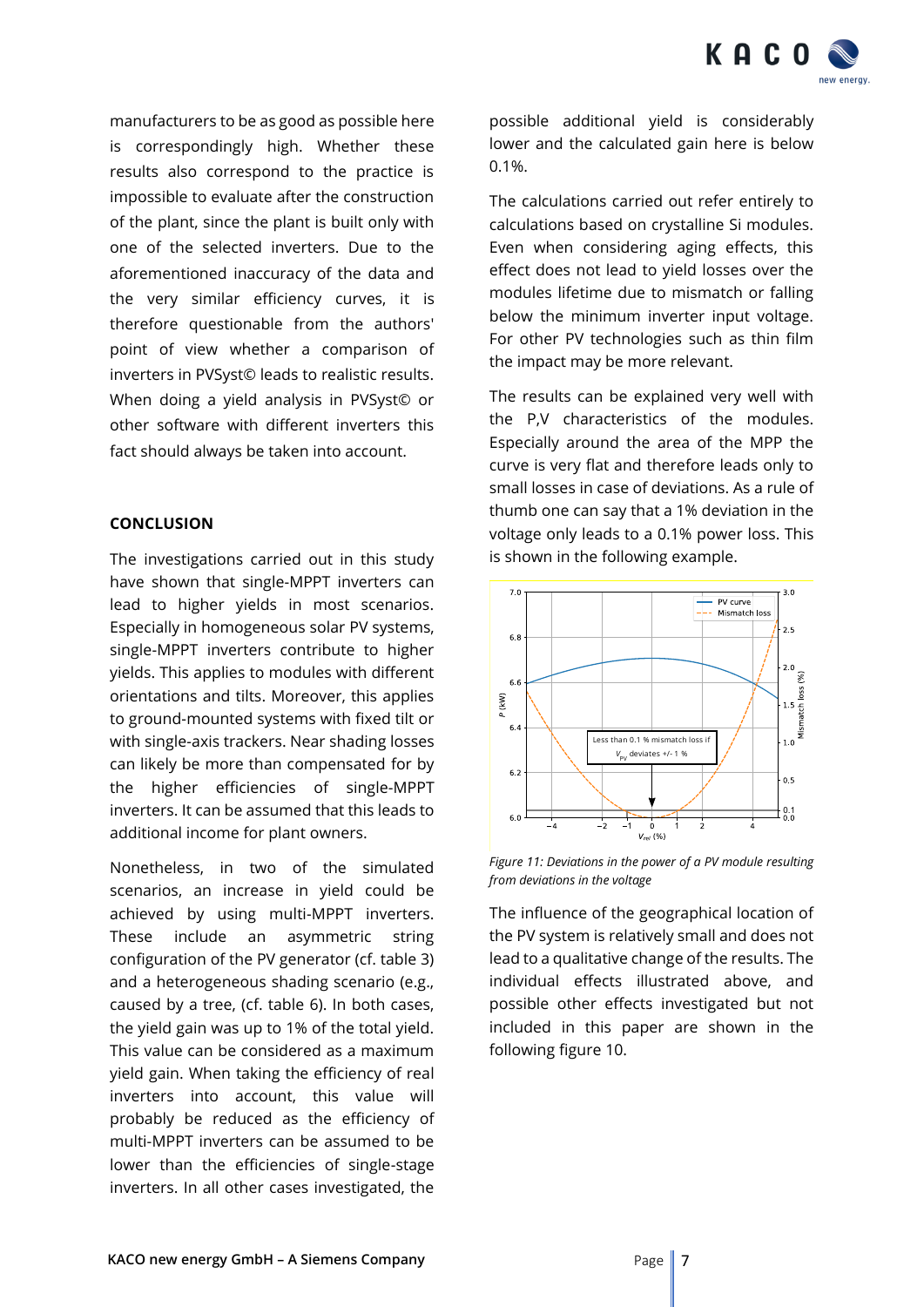manufacturers to be as good as possible here is correspondingly high. Whether these results also correspond to the practice is impossible to evaluate after the construction of the plant, since the plant is built only with one of the selected inverters. Due to the aforementioned inaccuracy of the data and the very similar efficiency curves, it is therefore questionable from the authors' point of view whether a comparison of inverters in PVSyst© leads to realistic results. When doing a yield analysis in PVSyst© or other software with different inverters this fact should always be taken into account.

## CONCLUSION

The investigations carried out in this study have shown that single-MPPT inverters can lead to higher yields in most scenarios. Especially in homogeneous solar PV systems, single-MPPT inverters contribute to higher yields. This applies to modules with different orientations and tilts. Moreover, this applies to ground-mounted systems with fixed tilt or with single-axis trackers. Near shading losses can likely be more than compensated for by the higher efficiencies of single-MPPT inverters. It can be assumed that this leads to additional income for plant owners.

Nonetheless, in two of the simulated scenarios, an increase in yield could be achieved by using multi-MPPT inverters. These include an asymmetric string configuration of the PV generator (cf. table 3) and a heterogeneous shading scenario (e.g., caused by a tree, (cf. table 6). In both cases, the yield gain was up to 1% of the total yield. This value can be considered as a maximum yield gain. When taking the efficiency of real inverters into account, this value will probably be reduced as the efficiency of multi-MPPT inverters can be assumed to be lower than the efficiencies of single-stage inverters. In all other cases investigated, the possible additional yield is considerably lower and the calculated gain here is below 0.1%.

The calculations carried out refer entirely to calculations based on crystalline Si modules. Even when considering aging effects, this effect does not lead to yield losses over the modules lifetime due to mismatch or falling below the minimum inverter input voltage. For other PV technologies such as thin film the impact may be more relevant.

The results can be explained very well with the P,V characteristics of the modules. Especially around the area of the MPP the curve is very flat and therefore leads only to small losses in case of deviations. As a rule of thumb one can say that a 1% deviation in the voltage only leads to a 0.1% power loss. This is shown in the following example.

*Figure 11: Deviations in the power of a PV module resulting from deviations in the voltage*

The influence of the geographical location of the PV system is relatively small and does not lead to a qualitative change of the results. The individual effects illustrated above, and possible other effects investigated but not included in this paper are shown in the following figure 10.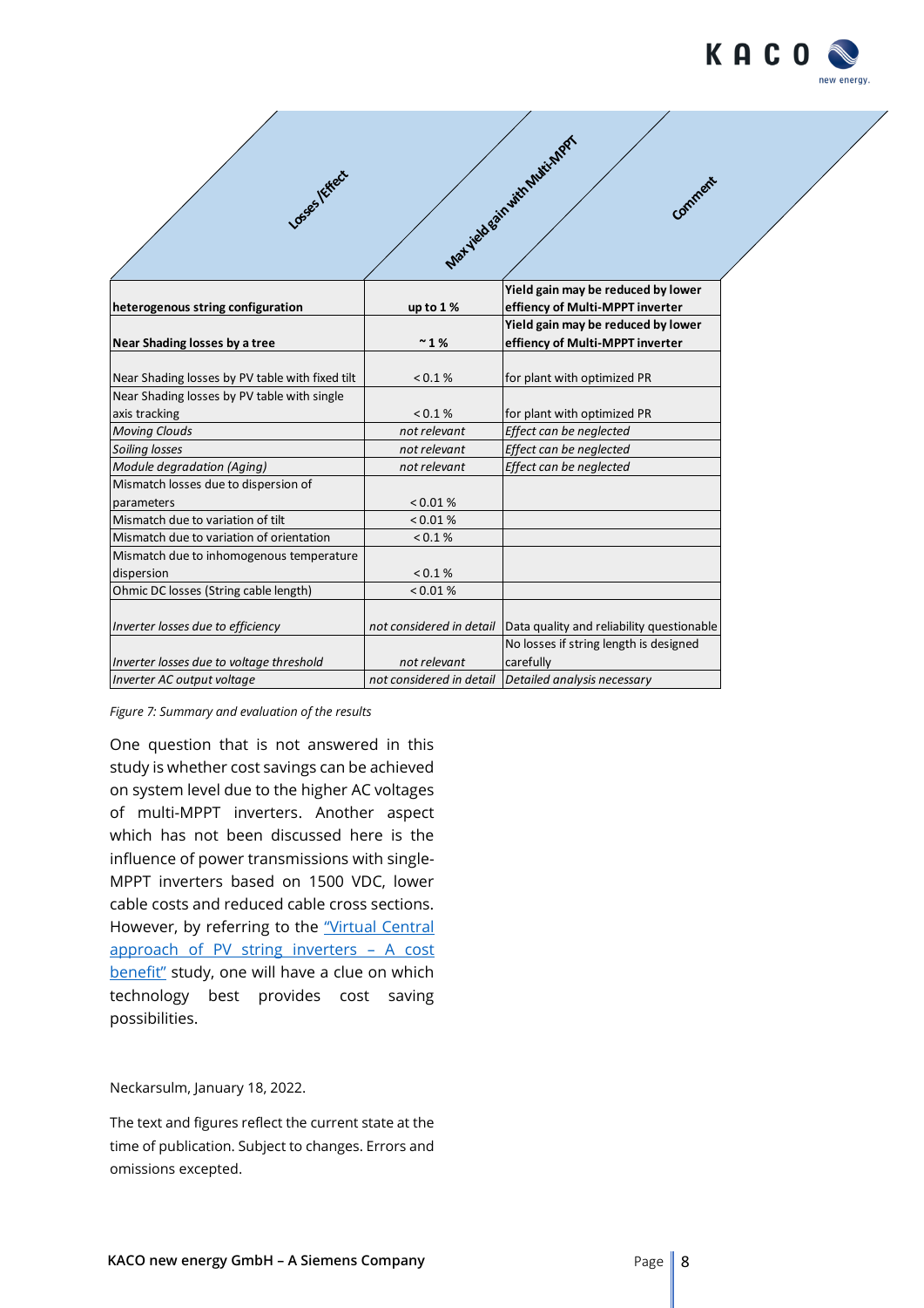| Losses /Effect | Max yield gain with Multi-MPPT | Comment |
|---|---|---|
| **heterogenous string configuration** | **up to 1 %** | **Yield gain may be reduced by lower effiency of Multi-MPPT inverter** |
| **Near Shading losses by a tree** | **~ 1 %** | **Yield gain may be reduced by lower effiency of Multi-MPPT inverter** |
| Near Shading losses by PV table with fixed tilt | < 0.1 % | for plant with optimized PR |
| Near Shading losses by PV table with single axis tracking | < 0.1 % | for plant with optimized PR |
| *Moving Clouds* | *not relevant* | *Effect can be neglected* |
| *Soiling losses* | *not relevant* | *Effect can be neglected* |
| *Module degradation (Aging)* | *not relevant* | *Effect can be neglected* |
| Mismatch losses due to dispersion of parameters | < 0.01 % | |
| Mismatch due to variation of tilt | < 0.01 % | |
| Mismatch due to variation of orientation | < 0.1 % | |
| Mismatch due to inhomogenous temperature dispersion | < 0.1 % | |
| Ohmic DC losses (String cable length) | < 0.01 % | |
| *Inverter losses due to efficiency* | *not considered in detail* | Data quality and reliability questionable |
| *Inverter losses due to voltage threshold* | *not relevant* | No losses if string length is designed carefully |
| *Inverter AC output voltage* | *not considered in detail* | *Detailed analysis necessary* |

*Figure 7: Summary and evaluation of the results*

One question that is not answered in this study is whether cost savings can be achieved on system level due to the higher AC voltages of multi-MPPT inverters. Another aspect which has not been discussed here is the influence of power transmissions with single-MPPT inverters based on 1500 VDC, lower cable costs and reduced cable cross sections. However, by referring to the "Virtual Central approach of PV string inverters – A cost benefit" study, one will have a clue on which technology best provides cost saving possibilities.

Neckarsulm, January 18, 2022.

The text and figures reflect the current state at the time of publication. Subject to changes. Errors and omissions excepted.